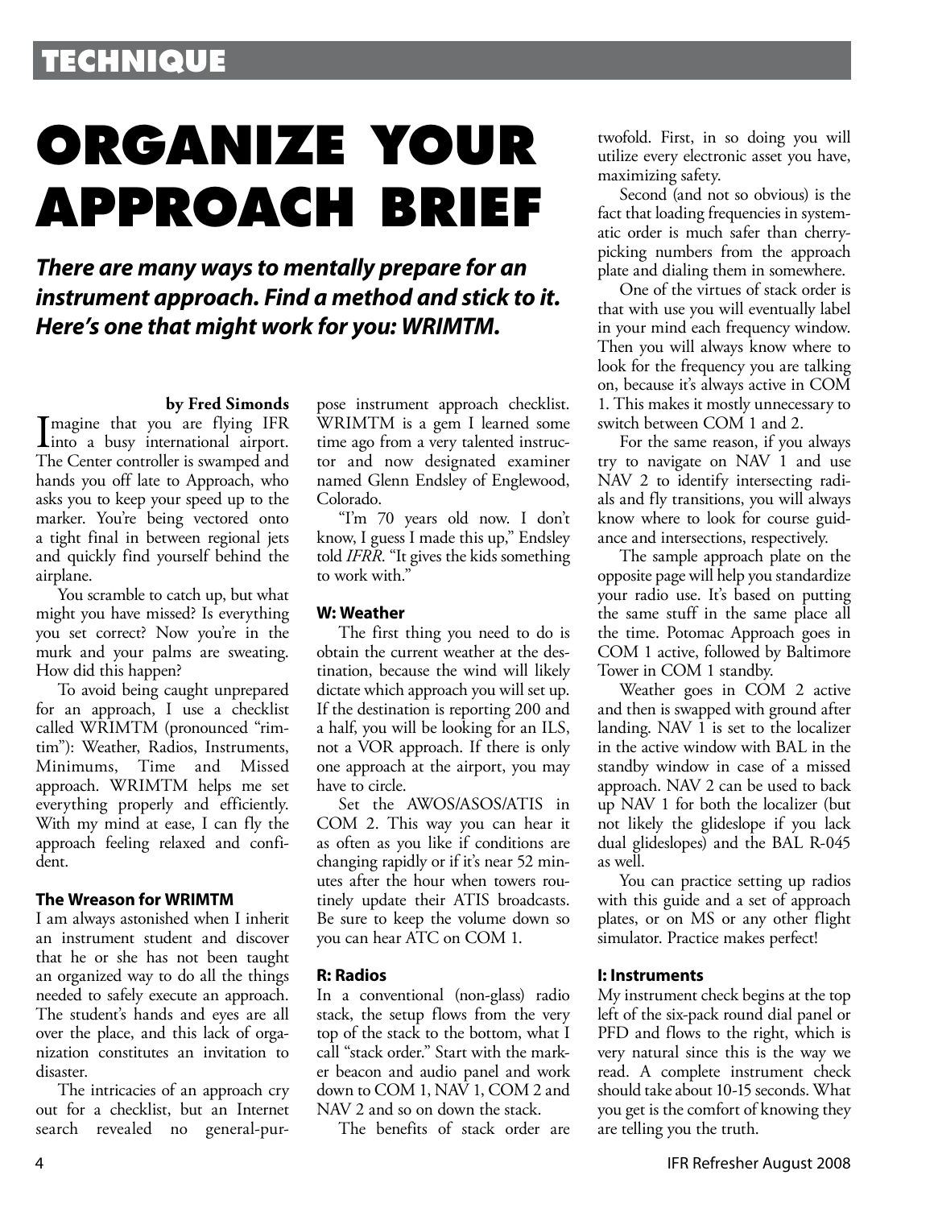TECHNIQUE

# ORGANIZE YOUR APPROACH BRIEF

***There are many ways to mentally prepare for an instrument approach. Find a method and stick to it. Here's one that might work for you: WRIMTM.***

**by Fred Simonds**

Imagine that you are flying IFR into a busy international airport. The Center controller is swamped and hands you off late to Approach, who asks you to keep your speed up to the marker. You're being vectored onto a tight final in between regional jets and quickly find yourself behind the airplane.

You scramble to catch up, but what might you have missed? Is everything you set correct? Now you're in the murk and your palms are sweating. How did this happen?

To avoid being caught unprepared for an approach, I use a checklist called WRIMTM (pronounced "rim-tim"): Weather, Radios, Instruments, Minimums, Time and Missed approach. WRIMTM helps me set everything properly and efficiently. With my mind at ease, I can fly the approach feeling relaxed and confident.

### The Wreason for WRIMTM

I am always astonished when I inherit an instrument student and discover that he or she has not been taught an organized way to do all the things needed to safely execute an approach. The student's hands and eyes are all over the place, and this lack of organization constitutes an invitation to disaster.

The intricacies of an approach cry out for a checklist, but an Internet search revealed no general-purpose instrument approach checklist. WRIMTM is a gem I learned some time ago from a very talented instructor and now designated examiner named Glenn Endsley of Englewood, Colorado.

"I'm 70 years old now. I don't know, I guess I made this up," Endsley told *IFRR*. "It gives the kids something to work with."

### W: Weather

The first thing you need to do is obtain the current weather at the destination, because the wind will likely dictate which approach you will set up. If the destination is reporting 200 and a half, you will be looking for an ILS, not a VOR approach. If there is only one approach at the airport, you may have to circle.

Set the AWOS/ASOS/ATIS in COM 2. This way you can hear it as often as you like if conditions are changing rapidly or if it's near 52 minutes after the hour when towers routinely update their ATIS broadcasts. Be sure to keep the volume down so you can hear ATC on COM 1.

### R: Radios

In a conventional (non-glass) radio stack, the setup flows from the very top of the stack to the bottom, what I call "stack order." Start with the marker beacon and audio panel and work down to COM 1, NAV 1, COM 2 and NAV 2 and so on down the stack.

The benefits of stack order are twofold. First, in so doing you will utilize every electronic asset you have, maximizing safety.

Second (and not so obvious) is the fact that loading frequencies in systematic order is much safer than cherry-picking numbers from the approach plate and dialing them in somewhere.

One of the virtues of stack order is that with use you will eventually label in your mind each frequency window. Then you will always know where to look for the frequency you are talking on, because it's always active in COM 1. This makes it mostly unnecessary to switch between COM 1 and 2.

For the same reason, if you always try to navigate on NAV 1 and use NAV 2 to identify intersecting radials and fly transitions, you will always know where to look for course guidance and intersections, respectively.

The sample approach plate on the opposite page will help you standardize your radio use. It's based on putting the same stuff in the same place all the time. Potomac Approach goes in COM 1 active, followed by Baltimore Tower in COM 1 standby.

Weather goes in COM 2 active and then is swapped with ground after landing. NAV 1 is set to the localizer in the active window with BAL in the standby window in case of a missed approach. NAV 2 can be used to back up NAV 1 for both the localizer (but not likely the glideslope if you lack dual glideslopes) and the BAL R-045 as well.

You can practice setting up radios with this guide and a set of approach plates, or on MS or any other flight simulator. Practice makes perfect!

### I: Instruments

My instrument check begins at the top left of the six-pack round dial panel or PFD and flows to the right, which is very natural since this is the way we read. A complete instrument check should take about 10-15 seconds. What you get is the comfort of knowing they are telling you the truth.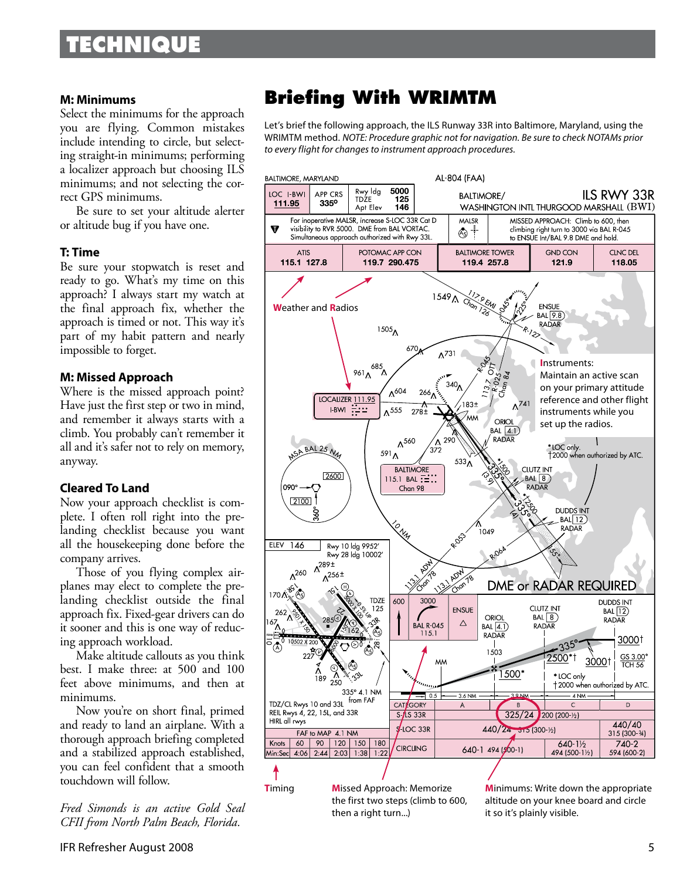## M: Minimums

Select the minimums for the approach you are flying. Common mistakes include intending to circle, but selecting straight-in minimums; performing a localizer approach but choosing ILS minimums; and not selecting the correct GPS minimums.

Be sure to set your altitude alerter or altitude bug if you have one.

## T: Time

Be sure your stopwatch is reset and ready to go. What's my time on this approach? I always start my watch at the final approach fix, whether the approach is timed or not. This way it's part of my habit pattern and nearly impossible to forget.

## M: Missed Approach

Where is the missed approach point? Have just the first step or two in mind, and remember it always starts with a climb. You probably can't remember it all and it's safer not to rely on memory, anyway.

## Cleared To Land

Now your approach checklist is complete. I often roll right into the prelanding checklist because you want all the housekeeping done before the company arrives.

Those of you flying complex airplanes may elect to complete the prelanding checklist outside the final approach fix. Fixed-gear drivers can do it sooner and this is one way of reducing approach workload.

Make altitude callouts as you think best. I make three: at 500 and 100 feet above minimums, and then at minimums.

Now you're on short final, primed and ready to land an airplane. With a thorough approach briefing completed and a stabilized approach established, you can feel confident that a smooth touchdown will follow.

*Fred Simonds is an active Gold Seal CFII from North Palm Beach, Florida.*

# Briefing With WRIMTM

Let's brief the following approach, the ILS Runway 33R into Baltimore, Maryland, using the WRIMTM method. *NOTE: Procedure graphic not for navigation. Be sure to check NOTAMs prior to every flight for changes to instrument approach procedures.*

BALTIMORE, MARYLAND
AL-804 (FAA)
BALTIMORE/WASHINGTON INTL THURGOOD MARSHALL (BWI)
ILS RWY 33R

Weather and Radios

Instruments: Maintain an active scan on your primary attitude reference and other flight instruments while you set up the radios.

Timing

Missed Approach: Memorize the first two steps (climb to 600, then a right turn...)

Minimums: Write down the appropriate altitude on your knee board and circle it so it's plainly visible.